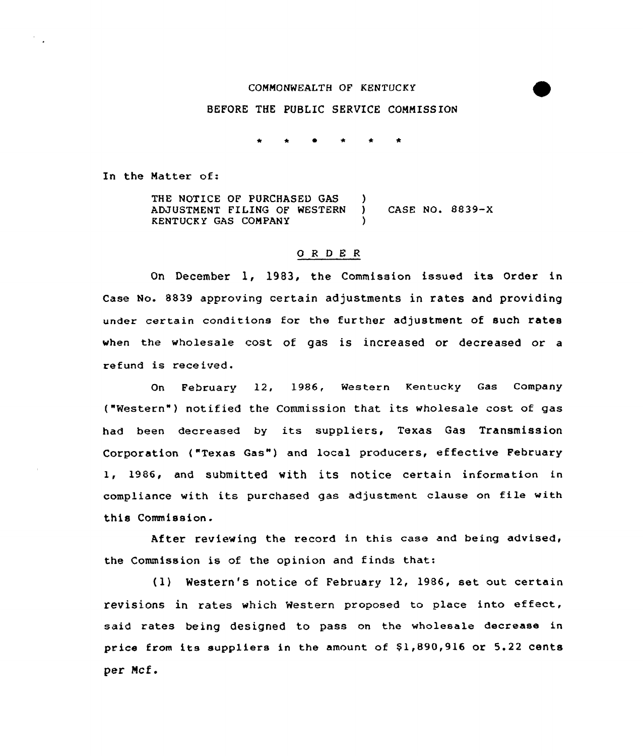COMMONWEALTH OF KENTUCKY

BEFORE THE PUBLIC SERVICE COMMISSION

\* \* \* \* \* \*

In the Matter of:

THE NOTICE OF PURCHASED GAS ADJUSTMENT FILING OF WESTERN KENTUCKY GAS COMPANY ) CASE NO. 8839-X

## O R D E R

On December 1, 1983, the Commission issued its Order in Case No. 8839 approving certain adjustments in rates and providing under certain conditions for the further adjustment of such rates when the wholesale cost of gas is increased or decreased or a refund is received.

On February 12, 1986, Western Kentucky Gas Company ("Western") notified the Commission that its wholesale cost of gas had been decreased by its suppliers, Texas Gas Transmission Corporation ("Texas Gas") and local producers, effective February 1, 1986, and submitted with its notice certain information in compliance with its purchased gas adjustment clause on file with this Commission.

After reviewing the record in this case and being advised, the Commission is of the opinion and finds that:

(1) Western's notice of February 12, 1986, set out certain revisions in rates which Western proposed to place into effect, said rates being designed to pass on the wholesale decrease in price from its suppliers in the amount of $1,890,916 or 5.22 cents per Mcf.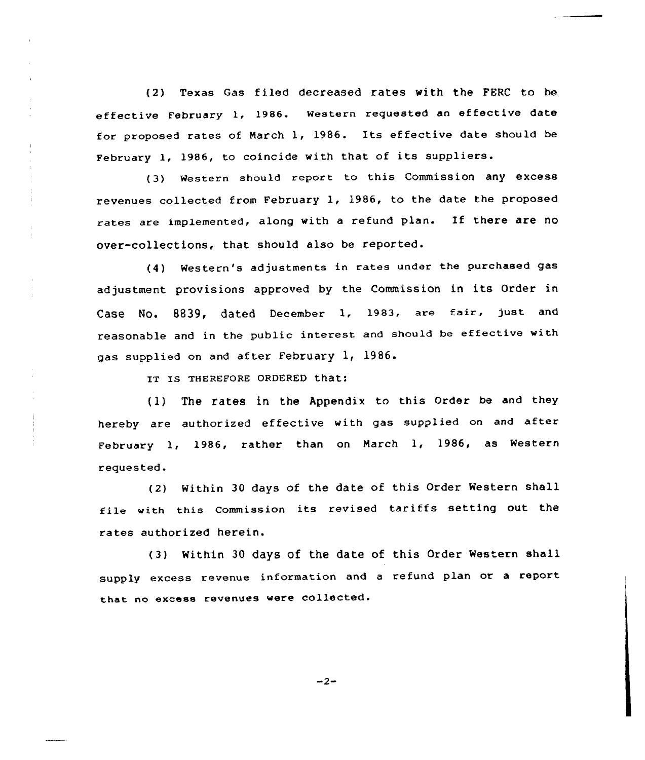(2) Texas Gas filed decreased rates with the FERC to be effective February 1, 1986. Western requested an effective date for proposed rates of March 1, 1986. Its effective date should be February 1, 1986, to coincide with that of its suppliers.

(3) Western should report to this Commission any excess revenues collected from February 1, 1986, to the date the proposed rates are implemented, along with a refund plan. If there are no over-collections, that should also be reported.

(4) Western's adjustments in rates under the purchased gas adjustment provisions approved by the Commission in its Order in Case No. 8839, dated December 1, 1983, are fair, just and reasonable and in the public interest and should be effective with gas supplied on and after February 1, 1986.

IT IS THEREFORE ORDERED that:

(1) The rates in the Appendix to this Order be and they hereby are authorized effective with gas supplied on and after February 1, 1986, rather than on March 1, 1986, as Western requested.

(2) Within 30 days of the date of this Order Western shall file with this Commission its revised tariffs setting out the rates authorized herein.

(3) Within 30 days of the date of this Order Western shall supply excess revenue information and a refund plan or a report that no excess revenues were collected.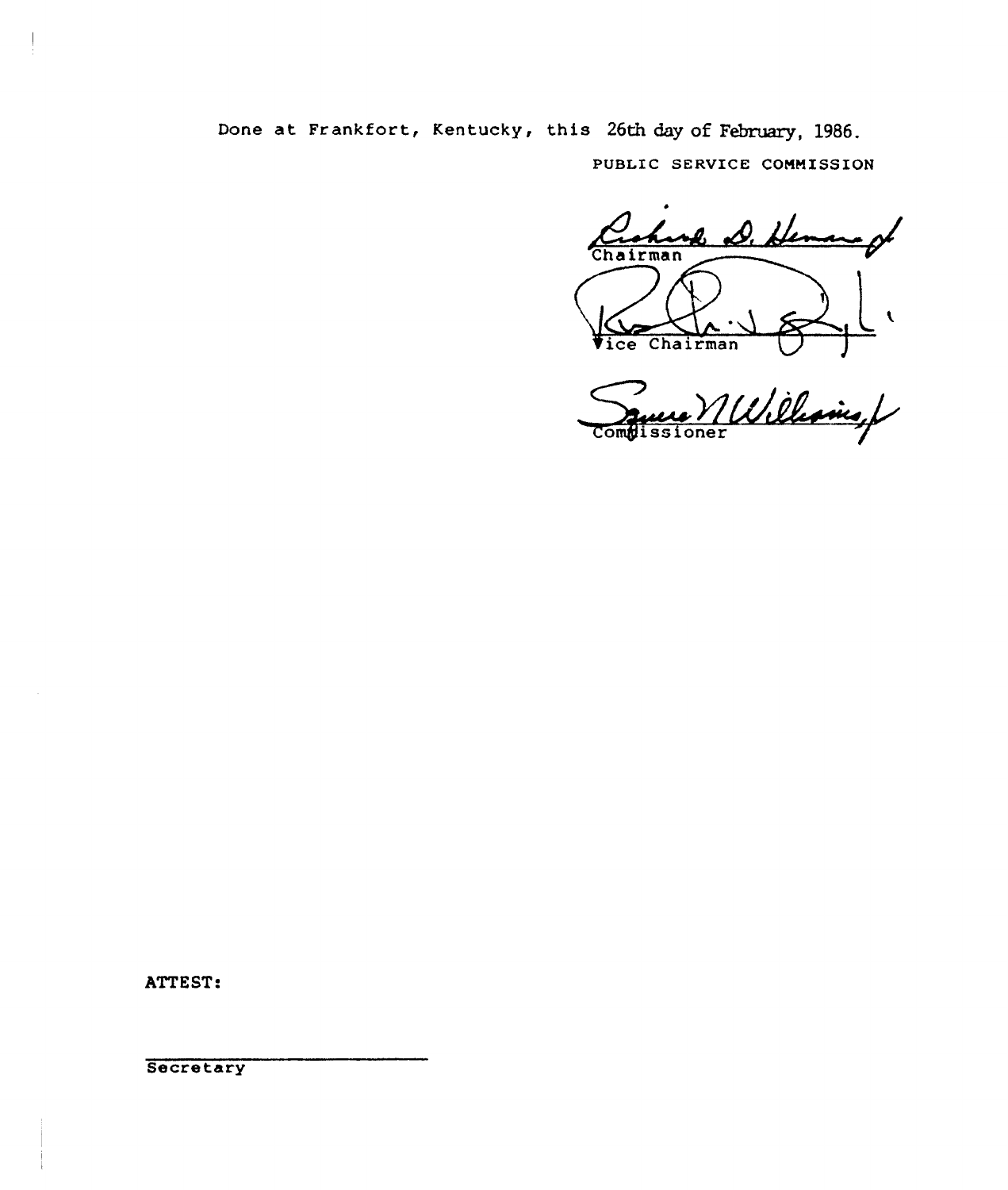Done at Frankfort, Kentucky, this 26th day of February, 1986.

PUBLIC SERVICE COMMISSION

Chairman

Vice Chairman

Commissioner

ATTEST:

Secretary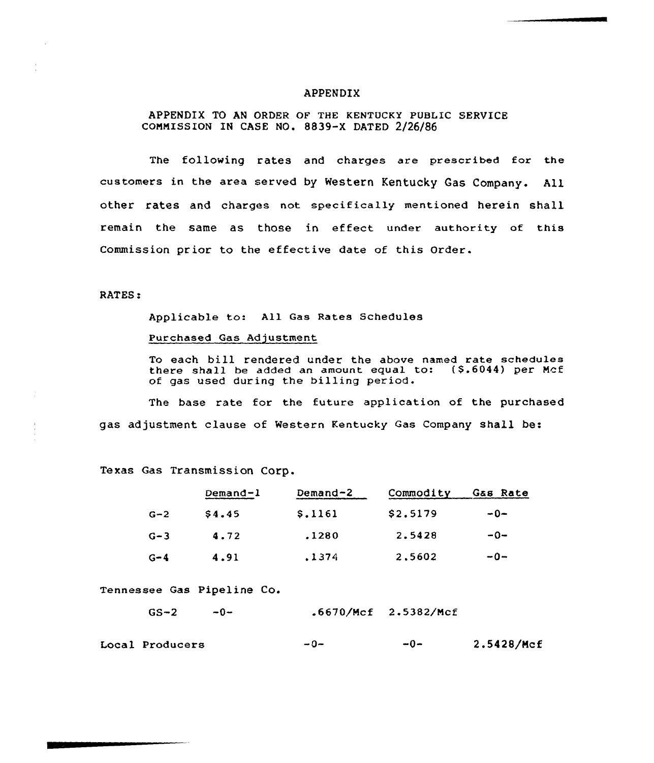# APPENDIX

APPENDIX TO AN ORDER OF THE KENTUCKY PUBLIC SERVICE COMMISSION IN CASE NO. 8839-X DATED 2/26/86

The following rates and charges are prescribed for the customers in the area served by Western Kentucky Gas Company. All other rates and charges not specifically mentioned herein shall remain the same as those in effect under authority of this Commission prior to the effective date of this Order.

RATES:

Applicable to: All Gas Rates Schedules

Purchased Gas Adjustment

To each bill rendered under the above named rate schedules there shall be added an amount equal to: ($.6044) per Mcf of gas used during the billing period.

The base rate for the future application of the purchased gas adjustment clause of Western Kentucky Gas Company shall be:

| | Demand-1 | Demand-2 | Commodity | Gas Rate |
|---|---|---|---|---|
| Texas Gas Transmission Corp. | | | | |
| G-2 | $4.45 | $.1161 | $2.5179 | -0- |
| G-3 | 4.72 | .1280 | 2.5428 | -0- |
| G-4 | 4.91 | .1374 | 2.5602 | -0- |
| Tennessee Gas Pipeline Co. | | | | |
| GS-2 | -0- | .6670/Mcf | 2.5382/Mcf | |
| Local Producers | | -0- | -0- | 2.5428/Mcf |